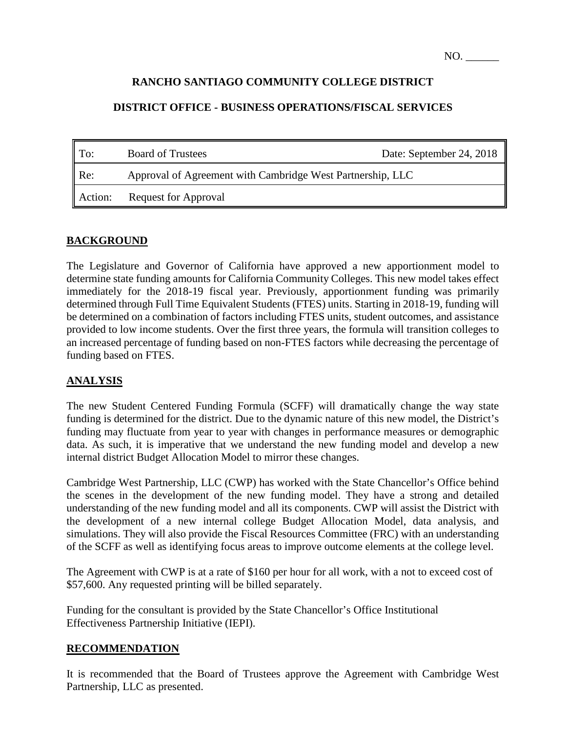NO. ______

# RANCHO SANTIAGO COMMUNITY COLLEGE DISTRICT

## DISTRICT OFFICE - BUSINESS OPERATIONS/FISCAL SERVICES

| To: | Board of Trustees | Date: September 24, 2018 |
|---|---|---|
| Re: | Approval of Agreement with Cambridge West Partnership, LLC | |
| Action: | Request for Approval | |

## BACKGROUND

The Legislature and Governor of California have approved a new apportionment model to determine state funding amounts for California Community Colleges. This new model takes effect immediately for the 2018-19 fiscal year. Previously, apportionment funding was primarily determined through Full Time Equivalent Students (FTES) units. Starting in 2018-19, funding will be determined on a combination of factors including FTES units, student outcomes, and assistance provided to low income students. Over the first three years, the formula will transition colleges to an increased percentage of funding based on non-FTES factors while decreasing the percentage of funding based on FTES.

## ANALYSIS

The new Student Centered Funding Formula (SCFF) will dramatically change the way state funding is determined for the district. Due to the dynamic nature of this new model, the District's funding may fluctuate from year to year with changes in performance measures or demographic data. As such, it is imperative that we understand the new funding model and develop a new internal district Budget Allocation Model to mirror these changes.

Cambridge West Partnership, LLC (CWP) has worked with the State Chancellor's Office behind the scenes in the development of the new funding model. They have a strong and detailed understanding of the new funding model and all its components. CWP will assist the District with the development of a new internal college Budget Allocation Model, data analysis, and simulations. They will also provide the Fiscal Resources Committee (FRC) with an understanding of the SCFF as well as identifying focus areas to improve outcome elements at the college level.

The Agreement with CWP is at a rate of $160 per hour for all work, with a not to exceed cost of $57,600. Any requested printing will be billed separately.

Funding for the consultant is provided by the State Chancellor's Office Institutional Effectiveness Partnership Initiative (IEPI).

## RECOMMENDATION

It is recommended that the Board of Trustees approve the Agreement with Cambridge West Partnership, LLC as presented.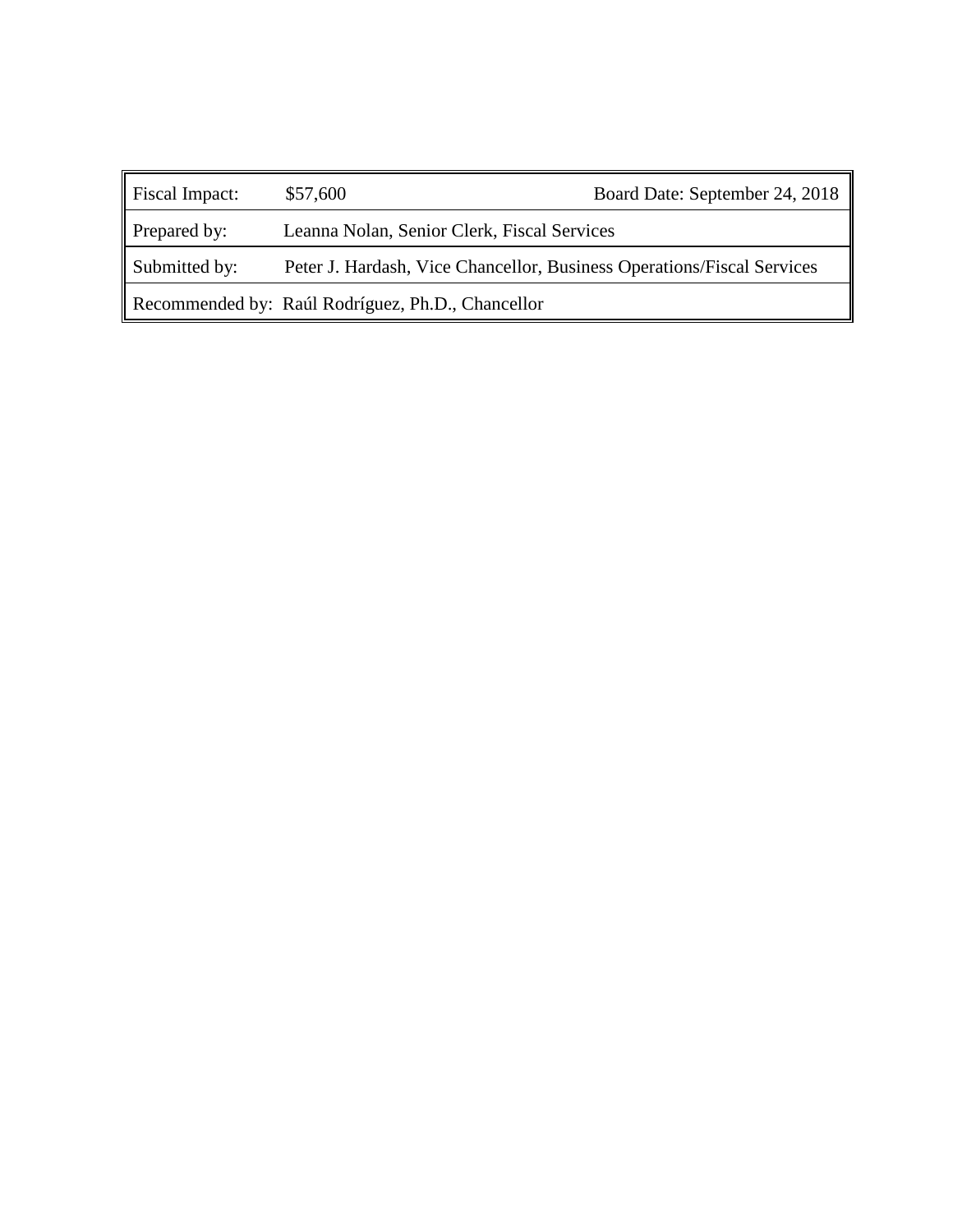| Fiscal Impact: | $57,600 | Board Date: September 24, 2018 |
|---|---|---|
| Prepared by: | Leanna Nolan, Senior Clerk, Fiscal Services | |
| Submitted by: | Peter J. Hardash, Vice Chancellor, Business Operations/Fiscal Services | |
| Recommended by: Raúl Rodríguez, Ph.D., Chancellor | | |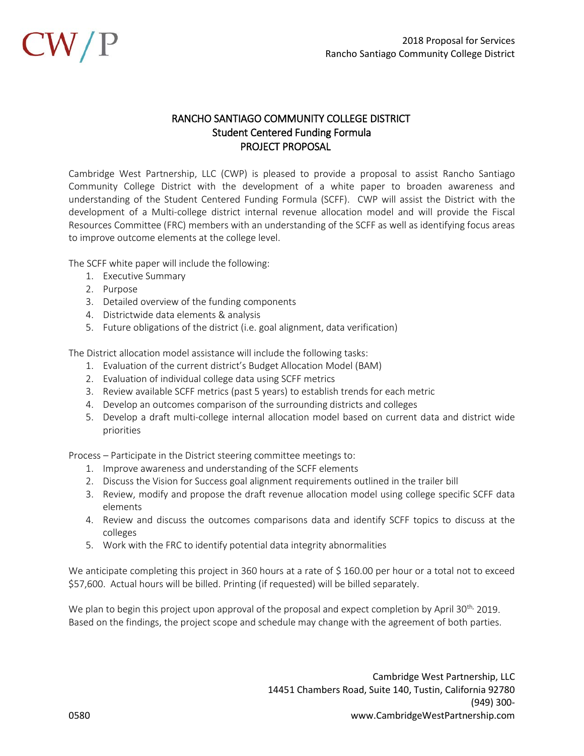# RANCHO SANTIAGO COMMUNITY COLLEGE DISTRICT
## Student Centered Funding Formula
## PROJECT PROPOSAL

Cambridge West Partnership, LLC (CWP) is pleased to provide a proposal to assist Rancho Santiago Community College District with the development of a white paper to broaden awareness and understanding of the Student Centered Funding Formula (SCFF). CWP will assist the District with the development of a Multi-college district internal revenue allocation model and will provide the Fiscal Resources Committee (FRC) members with an understanding of the SCFF as well as identifying focus areas to improve outcome elements at the college level.

The SCFF white paper will include the following:

1. Executive Summary
2. Purpose
3. Detailed overview of the funding components
4. Districtwide data elements & analysis
5. Future obligations of the district (i.e. goal alignment, data verification)

The District allocation model assistance will include the following tasks:

1. Evaluation of the current district's Budget Allocation Model (BAM)
2. Evaluation of individual college data using SCFF metrics
3. Review available SCFF metrics (past 5 years) to establish trends for each metric
4. Develop an outcomes comparison of the surrounding districts and colleges
5. Develop a draft multi-college internal allocation model based on current data and district wide priorities

Process – Participate in the District steering committee meetings to:

1. Improve awareness and understanding of the SCFF elements
2. Discuss the Vision for Success goal alignment requirements outlined in the trailer bill
3. Review, modify and propose the draft revenue allocation model using college specific SCFF data elements
4. Review and discuss the outcomes comparisons data and identify SCFF topics to discuss at the colleges
5. Work with the FRC to identify potential data integrity abnormalities

We anticipate completing this project in 360 hours at a rate of $ 160.00 per hour or a total not to exceed $57,600. Actual hours will be billed. Printing (if requested) will be billed separately.

We plan to begin this project upon approval of the proposal and expect completion by April 30th, 2019. Based on the findings, the project scope and schedule may change with the agreement of both parties.

Cambridge West Partnership, LLC
14451 Chambers Road, Suite 140, Tustin, California 92780
(949) 300-0580
www.CambridgeWestPartnership.com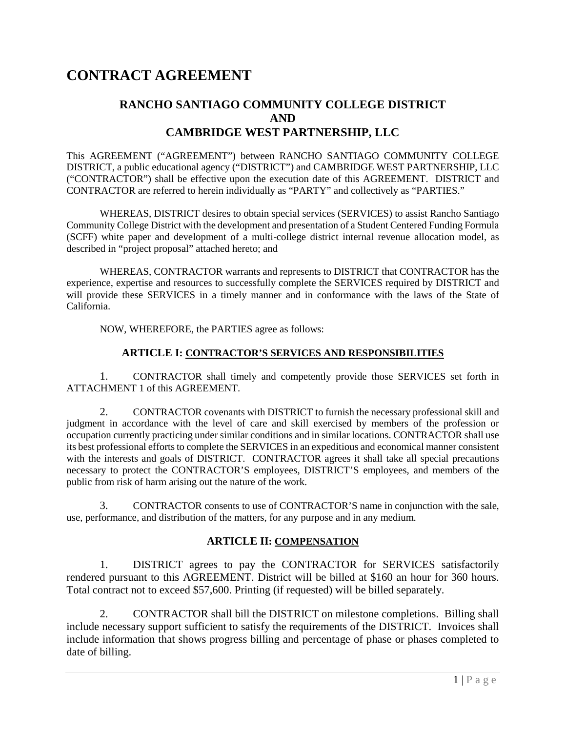# CONTRACT AGREEMENT

## RANCHO SANTIAGO COMMUNITY COLLEGE DISTRICT
## AND
## CAMBRIDGE WEST PARTNERSHIP, LLC

This AGREEMENT ("AGREEMENT") between RANCHO SANTIAGO COMMUNITY COLLEGE DISTRICT, a public educational agency ("DISTRICT") and CAMBRIDGE WEST PARTNERSHIP, LLC ("CONTRACTOR") shall be effective upon the execution date of this AGREEMENT. DISTRICT and CONTRACTOR are referred to herein individually as "PARTY" and collectively as "PARTIES."

WHEREAS, DISTRICT desires to obtain special services (SERVICES) to assist Rancho Santiago Community College District with the development and presentation of a Student Centered Funding Formula (SCFF) white paper and development of a multi-college district internal revenue allocation model, as described in "project proposal" attached hereto; and

WHEREAS, CONTRACTOR warrants and represents to DISTRICT that CONTRACTOR has the experience, expertise and resources to successfully complete the SERVICES required by DISTRICT and will provide these SERVICES in a timely manner and in conformance with the laws of the State of California.

NOW, WHEREFORE, the PARTIES agree as follows:

### ARTICLE I: <u>CONTRACTOR'S SERVICES AND RESPONSIBILITIES</u>

1. CONTRACTOR shall timely and competently provide those SERVICES set forth in ATTACHMENT 1 of this AGREEMENT.

2. CONTRACTOR covenants with DISTRICT to furnish the necessary professional skill and judgment in accordance with the level of care and skill exercised by members of the profession or occupation currently practicing under similar conditions and in similar locations. CONTRACTOR shall use its best professional efforts to complete the SERVICES in an expeditious and economical manner consistent with the interests and goals of DISTRICT. CONTRACTOR agrees it shall take all special precautions necessary to protect the CONTRACTOR'S employees, DISTRICT'S employees, and members of the public from risk of harm arising out the nature of the work.

3. CONTRACTOR consents to use of CONTRACTOR'S name in conjunction with the sale, use, performance, and distribution of the matters, for any purpose and in any medium.

### ARTICLE II: <u>COMPENSATION</u>

1. DISTRICT agrees to pay the CONTRACTOR for SERVICES satisfactorily rendered pursuant to this AGREEMENT. District will be billed at $160 an hour for 360 hours. Total contract not to exceed $57,600. Printing (if requested) will be billed separately.

2. CONTRACTOR shall bill the DISTRICT on milestone completions. Billing shall include necessary support sufficient to satisfy the requirements of the DISTRICT. Invoices shall include information that shows progress billing and percentage of phase or phases completed to date of billing.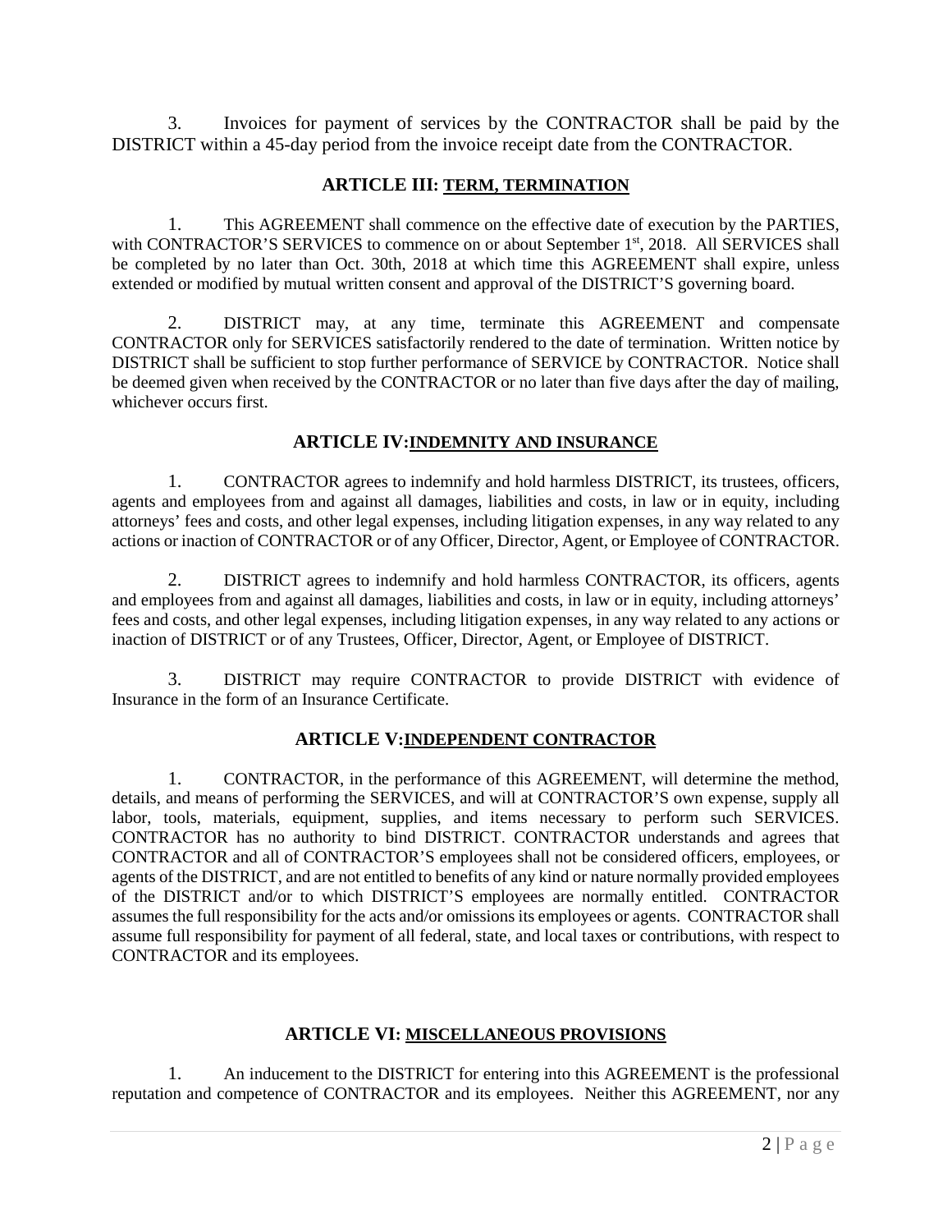3. Invoices for payment of services by the CONTRACTOR shall be paid by the DISTRICT within a 45-day period from the invoice receipt date from the CONTRACTOR.

## ARTICLE III: TERM, TERMINATION

1. This AGREEMENT shall commence on the effective date of execution by the PARTIES, with CONTRACTOR'S SERVICES to commence on or about September 1st, 2018. All SERVICES shall be completed by no later than Oct. 30th, 2018 at which time this AGREEMENT shall expire, unless extended or modified by mutual written consent and approval of the DISTRICT'S governing board.

2. DISTRICT may, at any time, terminate this AGREEMENT and compensate CONTRACTOR only for SERVICES satisfactorily rendered to the date of termination. Written notice by DISTRICT shall be sufficient to stop further performance of SERVICE by CONTRACTOR. Notice shall be deemed given when received by the CONTRACTOR or no later than five days after the day of mailing, whichever occurs first.

## ARTICLE IV: INDEMNITY AND INSURANCE

1. CONTRACTOR agrees to indemnify and hold harmless DISTRICT, its trustees, officers, agents and employees from and against all damages, liabilities and costs, in law or in equity, including attorneys' fees and costs, and other legal expenses, including litigation expenses, in any way related to any actions or inaction of CONTRACTOR or of any Officer, Director, Agent, or Employee of CONTRACTOR.

2. DISTRICT agrees to indemnify and hold harmless CONTRACTOR, its officers, agents and employees from and against all damages, liabilities and costs, in law or in equity, including attorneys' fees and costs, and other legal expenses, including litigation expenses, in any way related to any actions or inaction of DISTRICT or of any Trustees, Officer, Director, Agent, or Employee of DISTRICT.

3. DISTRICT may require CONTRACTOR to provide DISTRICT with evidence of Insurance in the form of an Insurance Certificate.

## ARTICLE V: INDEPENDENT CONTRACTOR

1. CONTRACTOR, in the performance of this AGREEMENT, will determine the method, details, and means of performing the SERVICES, and will at CONTRACTOR'S own expense, supply all labor, tools, materials, equipment, supplies, and items necessary to perform such SERVICES. CONTRACTOR has no authority to bind DISTRICT. CONTRACTOR understands and agrees that CONTRACTOR and all of CONTRACTOR'S employees shall not be considered officers, employees, or agents of the DISTRICT, and are not entitled to benefits of any kind or nature normally provided employees of the DISTRICT and/or to which DISTRICT'S employees are normally entitled. CONTRACTOR assumes the full responsibility for the acts and/or omissions its employees or agents. CONTRACTOR shall assume full responsibility for payment of all federal, state, and local taxes or contributions, with respect to CONTRACTOR and its employees.

## ARTICLE VI: MISCELLANEOUS PROVISIONS

1. An inducement to the DISTRICT for entering into this AGREEMENT is the professional reputation and competence of CONTRACTOR and its employees. Neither this AGREEMENT, nor any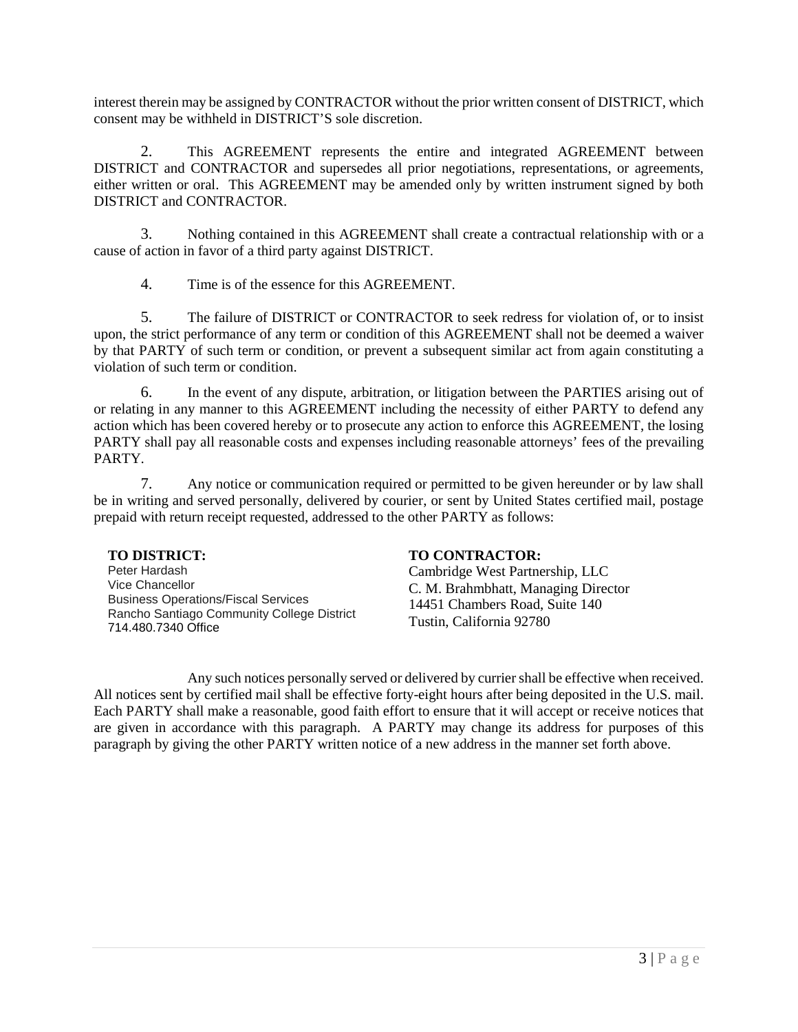interest therein may be assigned by CONTRACTOR without the prior written consent of DISTRICT, which consent may be withheld in DISTRICT'S sole discretion.

2. This AGREEMENT represents the entire and integrated AGREEMENT between DISTRICT and CONTRACTOR and supersedes all prior negotiations, representations, or agreements, either written or oral. This AGREEMENT may be amended only by written instrument signed by both DISTRICT and CONTRACTOR.

3. Nothing contained in this AGREEMENT shall create a contractual relationship with or a cause of action in favor of a third party against DISTRICT.

4. Time is of the essence for this AGREEMENT.

5. The failure of DISTRICT or CONTRACTOR to seek redress for violation of, or to insist upon, the strict performance of any term or condition of this AGREEMENT shall not be deemed a waiver by that PARTY of such term or condition, or prevent a subsequent similar act from again constituting a violation of such term or condition.

6. In the event of any dispute, arbitration, or litigation between the PARTIES arising out of or relating in any manner to this AGREEMENT including the necessity of either PARTY to defend any action which has been covered hereby or to prosecute any action to enforce this AGREEMENT, the losing PARTY shall pay all reasonable costs and expenses including reasonable attorneys' fees of the prevailing PARTY.

7. Any notice or communication required or permitted to be given hereunder or by law shall be in writing and served personally, delivered by courier, or sent by United States certified mail, postage prepaid with return receipt requested, addressed to the other PARTY as follows:

**TO DISTRICT:**
Peter Hardash
Vice Chancellor
Business Operations/Fiscal Services
Rancho Santiago Community College District
714.480.7340 Office

**TO CONTRACTOR:**
Cambridge West Partnership, LLC
C. M. Brahmbhatt, Managing Director
14451 Chambers Road, Suite 140
Tustin, California 92780

Any such notices personally served or delivered by currier shall be effective when received. All notices sent by certified mail shall be effective forty-eight hours after being deposited in the U.S. mail. Each PARTY shall make a reasonable, good faith effort to ensure that it will accept or receive notices that are given in accordance with this paragraph. A PARTY may change its address for purposes of this paragraph by giving the other PARTY written notice of a new address in the manner set forth above.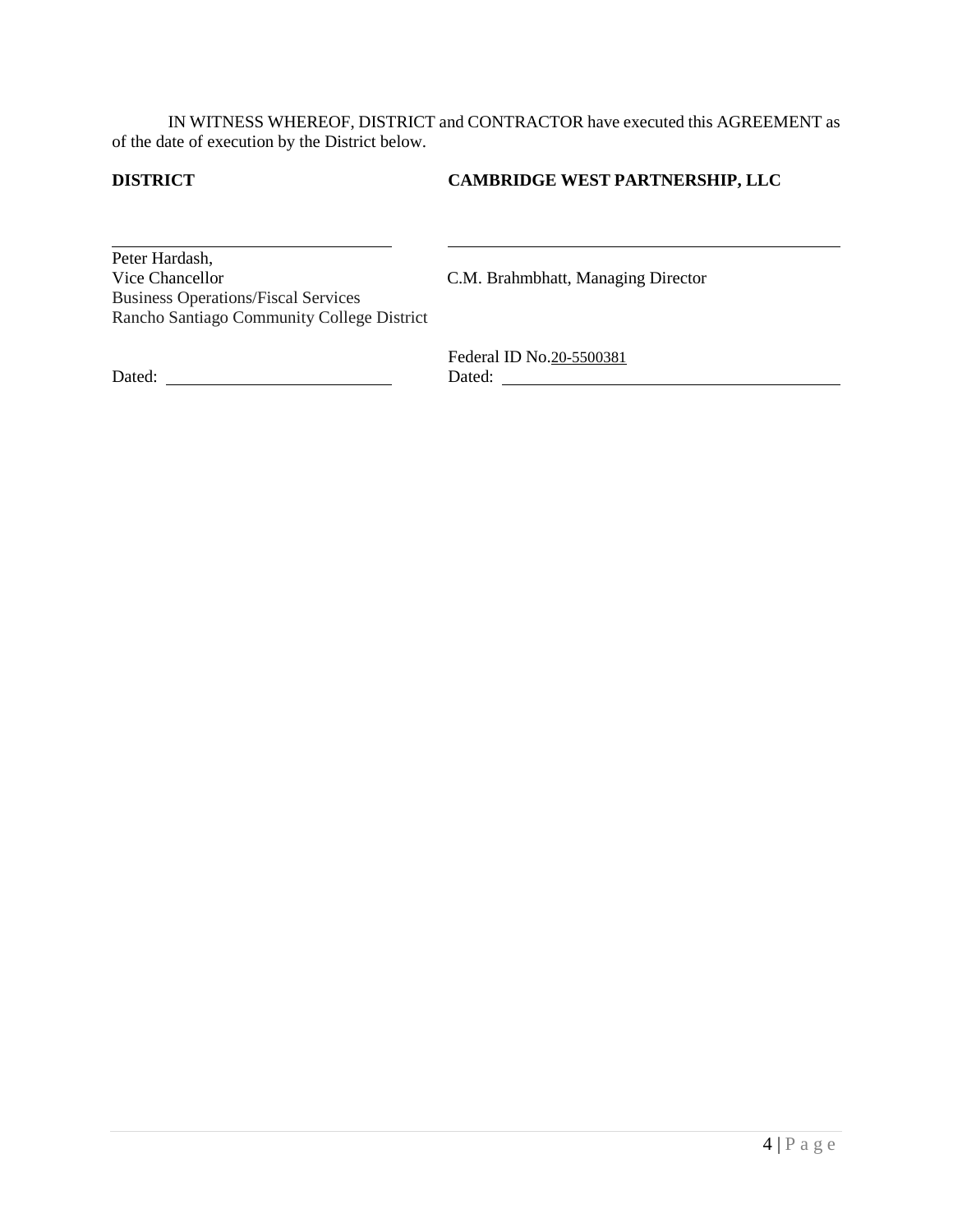IN WITNESS WHEREOF, DISTRICT and CONTRACTOR have executed this AGREEMENT as of the date of execution by the District below.

| **DISTRICT** | **CAMBRIDGE WEST PARTNERSHIP, LLC** |
| --- | --- |
| \_\_\_\_\_\_\_\_\_\_\_\_\_\_\_\_\_\_\_\_\_\_\_\_\_\_\_\_\_\_ | \_\_\_\_\_\_\_\_\_\_\_\_\_\_\_\_\_\_\_\_\_\_\_\_\_\_\_\_\_\_ |
| Peter Hardash,<br>Vice Chancellor<br>Business Operations/Fiscal Services<br>Rancho Santiago Community College District | C.M. Brahmbhatt, Managing Director |
| | Federal ID No.20-5500381 |
| Dated: \_\_\_\_\_\_\_\_\_\_\_\_\_\_\_\_\_\_\_\_\_\_\_\_ | Dated: \_\_\_\_\_\_\_\_\_\_\_\_\_\_\_\_\_\_\_\_\_\_\_\_ |